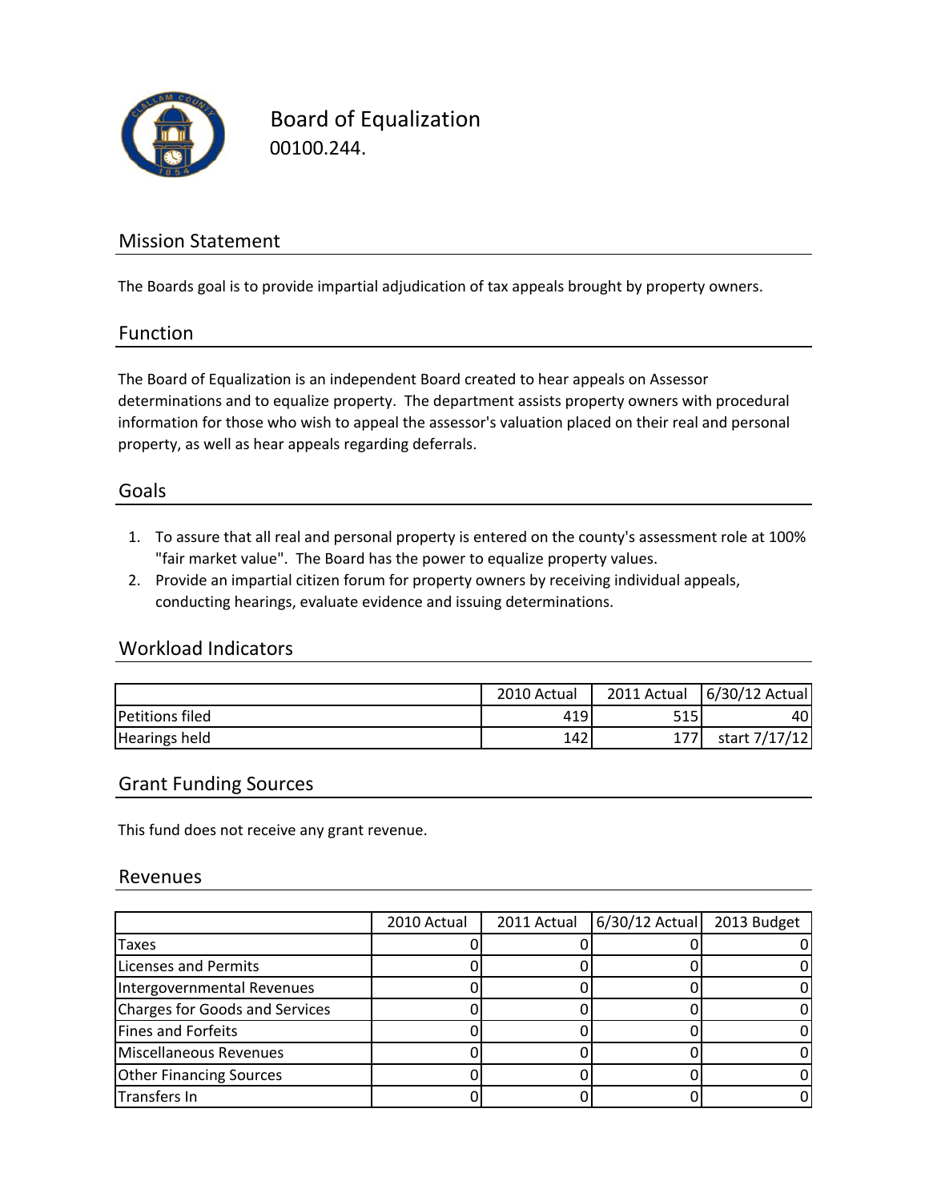# Board of Equalization

00100.244.

## Mission Statement

The Boards goal is to provide impartial adjudication of tax appeals brought by property owners.

## Function

The Board of Equalization is an independent Board created to hear appeals on Assessor determinations and to equalize property. The department assists property owners with procedural information for those who wish to appeal the assessor's valuation placed on their real and personal property, as well as hear appeals regarding deferrals.

## Goals

1. To assure that all real and personal property is entered on the county's assessment role at 100% "fair market value". The Board has the power to equalize property values.
2. Provide an impartial citizen forum for property owners by receiving individual appeals, conducting hearings, evaluate evidence and issuing determinations.

## Workload Indicators

| | 2010 Actual | 2011 Actual | 6/30/12 Actual |
|---|---|---|---|
| Petitions filed | 419 | 515 | 40 |
| Hearings held | 142 | 177 | start 7/17/12 |

## Grant Funding Sources

This fund does not receive any grant revenue.

## Revenues

| | 2010 Actual | 2011 Actual | 6/30/12 Actual | 2013 Budget |
|---|---|---|---|---|
| Taxes | 0 | 0 | 0 | 0 |
| Licenses and Permits | 0 | 0 | 0 | 0 |
| Intergovernmental Revenues | 0 | 0 | 0 | 0 |
| Charges for Goods and Services | 0 | 0 | 0 | 0 |
| Fines and Forfeits | 0 | 0 | 0 | 0 |
| Miscellaneous Revenues | 0 | 0 | 0 | 0 |
| Other Financing Sources | 0 | 0 | 0 | 0 |
| Transfers In | 0 | 0 | 0 | 0 |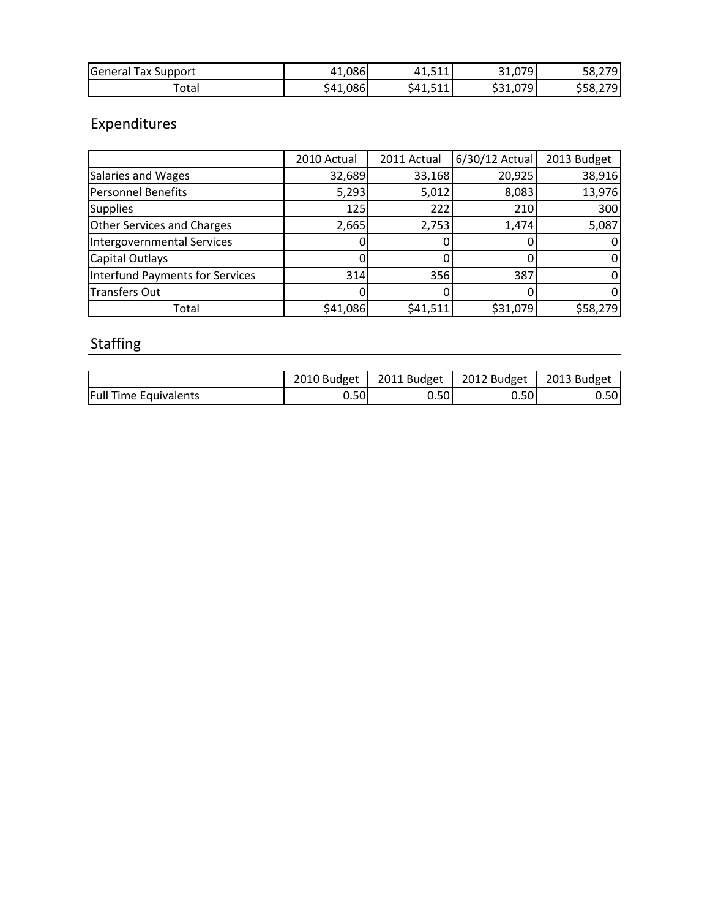| | | | | |
|---|---|---|---|---|
| General Tax Support | 41,086 | 41,511 | 31,079 | 58,279 |
| Total | $41,086 | $41,511 | $31,079 | $58,279 |

## Expenditures

| | 2010 Actual | 2011 Actual | 6/30/12 Actual | 2013 Budget |
|---|---|---|---|---|
| Salaries and Wages | 32,689 | 33,168 | 20,925 | 38,916 |
| Personnel Benefits | 5,293 | 5,012 | 8,083 | 13,976 |
| Supplies | 125 | 222 | 210 | 300 |
| Other Services and Charges | 2,665 | 2,753 | 1,474 | 5,087 |
| Intergovernmental Services | 0 | 0 | 0 | 0 |
| Capital Outlays | 0 | 0 | 0 | 0 |
| Interfund Payments for Services | 314 | 356 | 387 | 0 |
| Transfers Out | 0 | 0 | 0 | 0 |
| Total | $41,086 | $41,511 | $31,079 | $58,279 |

## Staffing

| | 2010 Budget | 2011 Budget | 2012 Budget | 2013 Budget |
|---|---|---|---|---|
| Full Time Equivalents | 0.50 | 0.50 | 0.50 | 0.50 |